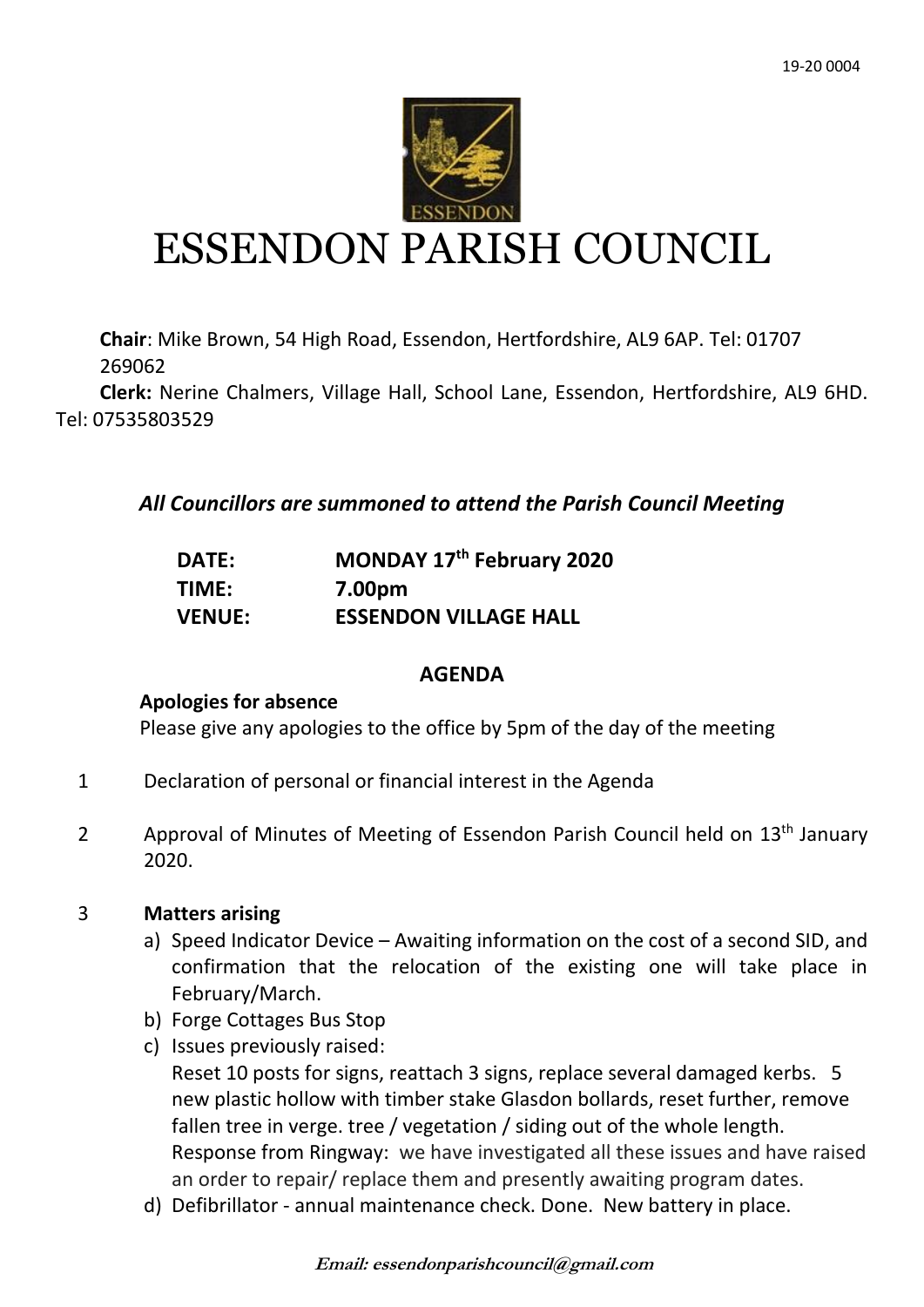19-20 0004

# ESSENDON PARISH COUNCIL

**Chair**: Mike Brown, 54 High Road, Essendon, Hertfordshire, AL9 6AP. Tel: 01707 269062

**Clerk:** Nerine Chalmers, Village Hall, School Lane, Essendon, Hertfordshire, AL9 6HD. Tel: 07535803529

***All Councillors are summoned to attend the Parish Council Meeting***

| | |
|---|---|
| **DATE:** | **MONDAY 17th February 2020** |
| **TIME:** | **7.00pm** |
| **VENUE:** | **ESSENDON VILLAGE HALL** |

## AGENDA

**Apologies for absence**

Please give any apologies to the office by 5pm of the day of the meeting

1. Declaration of personal or financial interest in the Agenda

2. Approval of Minutes of Meeting of Essendon Parish Council held on 13th January 2020.

3. **Matters arising**
   a) Speed Indicator Device – Awaiting information on the cost of a second SID, and confirmation that the relocation of the existing one will take place in February/March.
   b) Forge Cottages Bus Stop
   c) Issues previously raised:
   Reset 10 posts for signs, reattach 3 signs, replace several damaged kerbs. 5 new plastic hollow with timber stake Glasdon bollards, reset further, remove fallen tree in verge. tree / vegetation / siding out of the whole length.
   Response from Ringway: we have investigated all these issues and have raised an order to repair/ replace them and presently awaiting program dates.
   d) Defibrillator - annual maintenance check. Done. New battery in place.

*Email: essendonparishcouncil@gmail.com*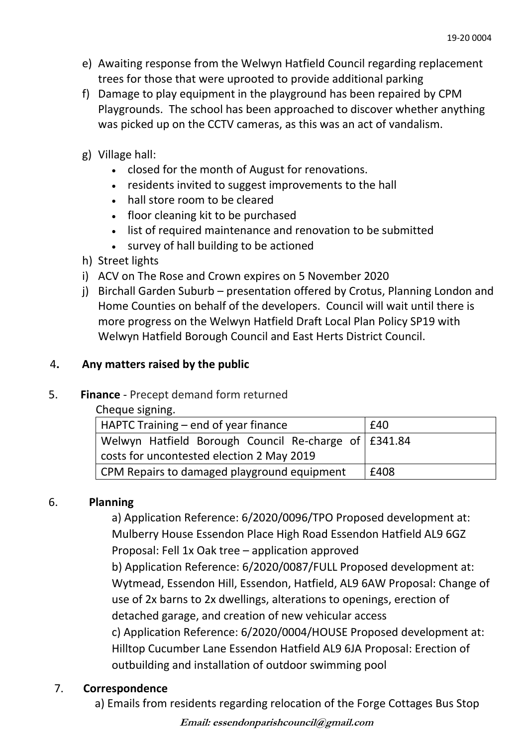e) Awaiting response from the Welwyn Hatfield Council regarding replacement trees for those that were uprooted to provide additional parking

f) Damage to play equipment in the playground has been repaired by CPM Playgrounds. The school has been approached to discover whether anything was picked up on the CCTV cameras, as this was an act of vandalism.

g) Village hall:
   - closed for the month of August for renovations.
   - residents invited to suggest improvements to the hall
   - hall store room to be cleared
   - floor cleaning kit to be purchased
   - list of required maintenance and renovation to be submitted
   - survey of hall building to be actioned

h) Street lights

i) ACV on The Rose and Crown expires on 5 November 2020

j) Birchall Garden Suburb – presentation offered by Crotus, Planning London and Home Counties on behalf of the developers. Council will wait until there is more progress on the Welwyn Hatfield Draft Local Plan Policy SP19 with Welwyn Hatfield Borough Council and East Herts District Council.

4. **Any matters raised by the public**

5. **Finance** - Precept demand form returned

Cheque signing.

| HAPTC Training – end of year finance | £40 |
|---|---|
| Welwyn Hatfield Borough Council Re-charge of costs for uncontested election 2 May 2019 | £341.84 |
| CPM Repairs to damaged playground equipment | £408 |

6. **Planning**

a) Application Reference: 6/2020/0096/TPO Proposed development at: Mulberry House Essendon Place High Road Essendon Hatfield AL9 6GZ Proposal: Fell 1x Oak tree – application approved

b) Application Reference: 6/2020/0087/FULL Proposed development at: Wytmead, Essendon Hill, Essendon, Hatfield, AL9 6AW Proposal: Change of use of 2x barns to 2x dwellings, alterations to openings, erection of detached garage, and creation of new vehicular access

c) Application Reference: 6/2020/0004/HOUSE Proposed development at: Hilltop Cucumber Lane Essendon Hatfield AL9 6JA Proposal: Erection of outbuilding and installation of outdoor swimming pool

7. **Correspondence**

a) Emails from residents regarding relocation of the Forge Cottages Bus Stop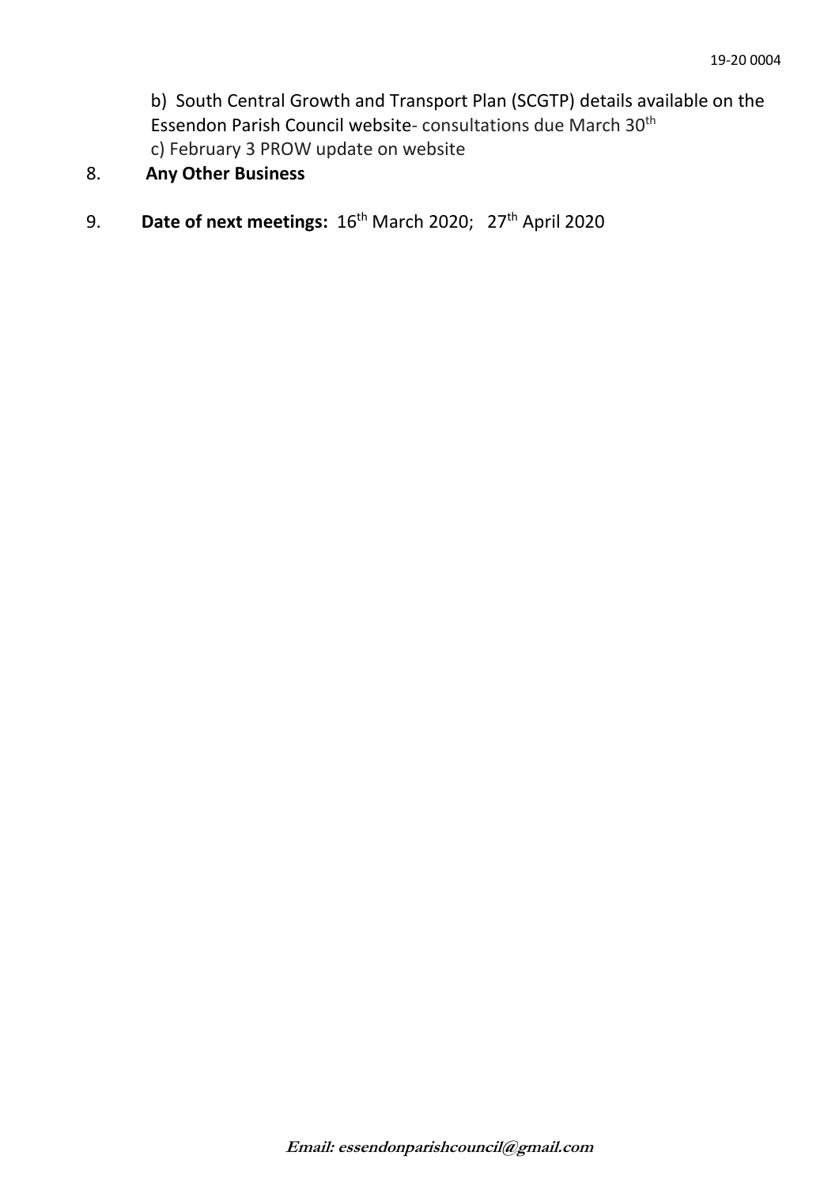b) South Central Growth and Transport Plan (SCGTP) details available on the Essendon Parish Council website- consultations due March 30th
c) February 3 PROW update on website

8. **Any Other Business**

9. **Date of next meetings:** 16th March 2020; 27th April 2020

**Email: essendonparishcouncil@gmail.com**